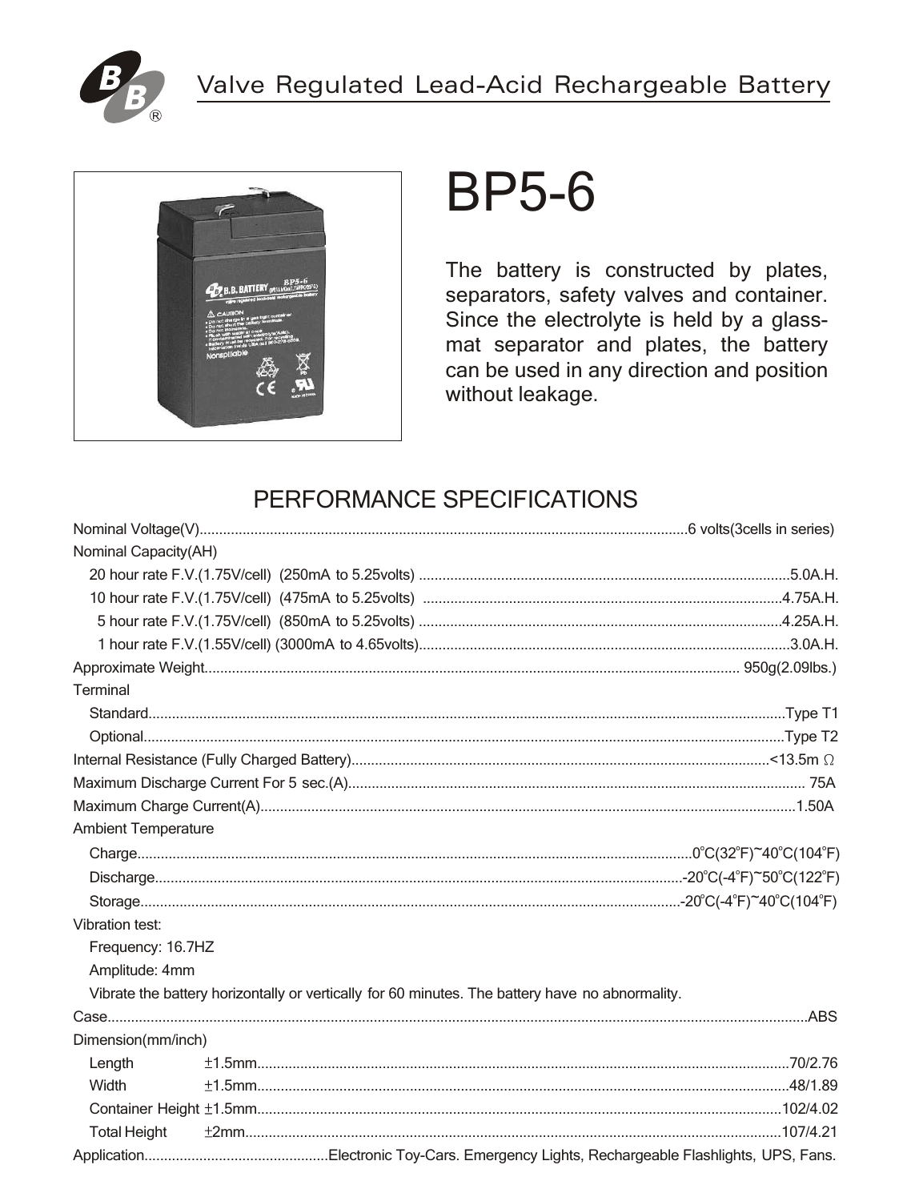Valve Regulated Lead-Acid Rechargeable Battery

# BP5-6

The battery is constructed by plates, separators, safety valves and container. Since the electrolyte is held by a glass-mat separator and plates, the battery can be used in any direction and position without leakage.

## PERFORMANCE SPECIFICATIONS

Nominal Voltage(V)............6 volts(3cells in series)

Nominal Capacity(AH)

- 20 hour rate F.V.(1.75V/cell) (250mA to 5.25volts) ............5.0A.H.
- 10 hour rate F.V.(1.75V/cell) (475mA to 5.25volts) ............4.75A.H.
- 5 hour rate F.V.(1.75V/cell) (850mA to 5.25volts) ............4.25A.H.
- 1 hour rate F.V.(1.55V/cell) (3000mA to 4.65volts)............3.0A.H.

Approximate Weight............950g(2.09lbs.)

Terminal

- Standard............Type T1
- Optional............Type T2

Internal Resistance (Fully Charged Battery)............<13.5m Ω

Maximum Discharge Current For 5 sec.(A)............75A

Maximum Charge Current(A)............1.50A

Ambient Temperature

- Charge............0°C(32°F)~40°C(104°F)
- Discharge............-20°C(-4°F)~50°C(122°F)
- Storage............-20°C(-4°F)~40°C(104°F)

Vibration test:

- Frequency: 16.7HZ
- Amplitude: 4mm
- Vibrate the battery horizontally or vertically for 60 minutes. The battery have no abnormality.

Case............ABS

Dimension(mm/inch)

- Length ±1.5mm............70/2.76
- Width ±1.5mm............48/1.89
- Container Height ±1.5mm............102/4.02
- Total Height ±2mm............107/4.21

Application............Electronic Toy-Cars. Emergency Lights, Rechargeable Flashlights, UPS, Fans.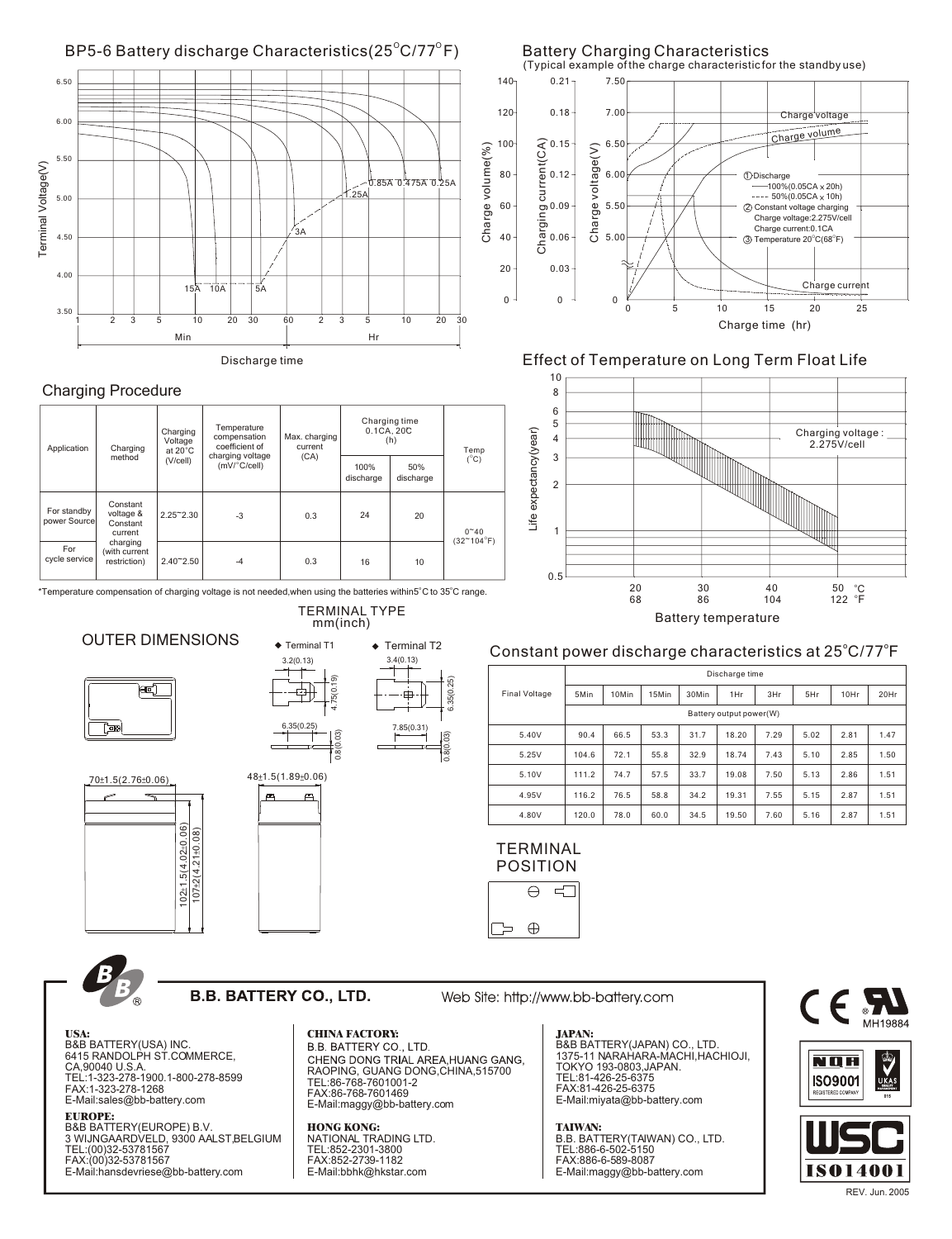## BP5-6 Battery discharge Characteristics(25°C/77°F)

Terminal Voltage(V)

6.50
6.00
5.50
5.00
4.50
4.00
3.50

15A 10A 5A 3A 1.25A 0.85A 0.475A 0.25A

1 2 3 5 10 20 30 60 2 3 5 10 20 30

Min Hr

Discharge time

## Battery Charging Characteristics

(Typical example of the charge characteristic for the standby use)

Charge volume(%) 140 120 100 80 60 40 20 0

Charging current(CA) 0.21 0.18 0.15 0.12 0.09 0.06 0.03 0

Charge voltage(V) 7.50 7.00 6.50 6.00 5.50 5.00 0

Charge voltage

Charge volume

① Discharge
—— 100%(0.05CA x 20h)
---- 50%(0.05CA x 10h)
② Constant voltage charging
Charge voltage:2.275V/cell
Charge current:0.1CA
③ Temperature 20°C(68°F)

Charge current

0 5 10 15 20 25

Charge time (hr)

## Charging Procedure

| Application | Charging method | Charging Voltage at 20°C (V/cell) | Temperature compensation coefficient of charging voltage (mV/°C/cell) | Max. charging current (CA) | Charging time 0.1CA, 20C (h) | | Temp (°C) |
|---|---|---|---|---|---|---|---|
| | | | | | 100% discharge | 50% discharge | |
| For standby power Source | Constant voltage & Constant current charging (with current restriction) | 2.25~2.30 | -3 | 0.3 | 24 | 20 | 0~40 (32~104°F) |
| For cycle service | | 2.40~2.50 | -4 | 0.3 | 16 | 10 | |

*Temperature compensation of charging voltage is not needed,when using the batteries within5°C to 35°C range.

## Effect of Temperature on Long Term Float Life

Life expectancy(year)

10 8 6 5 4 3 2 1 0.5

Charging voltage : 2.275V/cell

20 30 40 50 °C
68 86 104 122 °F

Battery temperature

## OUTER DIMENSIONS

TERMINAL TYPE
mm(inch)

◆ Terminal T1
3.2(0.13)
4.75(0.19)
6.35(0.25)
0.8(0.03)

◆ Terminal T2
3.4(0.13)
6.35(0.25)
7.85(0.31)
0.8(0.03)

70±1.5(2.76±0.06)

48±1.5(1.89±0.06)

102±1.5(4.02±0.06)

107±2(4.21±0.08)

## Constant power discharge characteristics at 25°C/77°F

| Final Voltage | Discharge time | | | | | | | | |
|---|---|---|---|---|---|---|---|---|---|
| | 5Min | 10Min | 15Min | 30Min | 1Hr | 3Hr | 5Hr | 10Hr | 20Hr |
| | Battery output power(W) | | | | | | | | |
| 5.40V | 90.4 | 66.5 | 53.3 | 31.7 | 18.20 | 7.29 | 5.02 | 2.81 | 1.47 |
| 5.25V | 104.6 | 72.1 | 55.8 | 32.9 | 18.74 | 7.43 | 5.10 | 2.85 | 1.50 |
| 5.10V | 111.2 | 74.7 | 57.5 | 33.7 | 19.08 | 7.50 | 5.13 | 2.86 | 1.51 |
| 4.95V | 116.2 | 76.5 | 58.8 | 34.2 | 19.31 | 7.55 | 5.15 | 2.87 | 1.51 |
| 4.80V | 120.0 | 78.0 | 60.0 | 34.5 | 19.50 | 7.60 | 5.16 | 2.87 | 1.51 |

## TERMINAL POSITION

⊖
⊕

**B.B. BATTERY CO., LTD.** Web Site: http://www.bb-battery.com

**USA:**
B&B BATTERY(USA) INC.
6415 RANDOLPH ST.COMMERCE,
CA,90040 U.S.A.
TEL:1-323-278-1900.1-800-278-8599
FAX:1-323-278-1268
E-Mail:sales@bb-battery.com

**EUROPE:**
B&B BATTERY(EUROPE) B.V.
3 WIJNGAARDVELD, 9300 AALST,BELGIUM
TEL:(00)32-53781567
FAX:(00)32-53781567
E-Mail:hansdevriese@bb-battery.com

**CHINA FACTORY:**
B.B. BATTERY CO., LTD.
CHENG DONG TRIAL AREA,HUANG GANG,
RAOPING, GUANG DONG,CHINA,515700
TEL:86-768-7601001-2
FAX:86-768-7601469
E-Mail:maggy@bb-battery.com

**HONG KONG:**
NATIONAL TRADING LTD.
TEL:852-2301-3800
FAX:852-2739-1182
E-Mail:bbhk@hkstar.com

**JAPAN:**
B&B BATTERY(JAPAN) CO., LTD.
1375-11 NARAHARA-MACHI,HACHIOJI,
TOKYO 193-0803,JAPAN.
TEL:81-426-25-6375
FAX:81-426-25-6375
E-Mail:miyata@bb-battery.com

**TAIWAN:**
B.B. BATTERY(TAIWAN) CO., LTD.
TEL:886-6-502-5150
FAX:886-6-589-8087
E-Mail:maggy@bb-battery.com

MH19884

ISO9001

ISO14001

REV. Jun. 2005